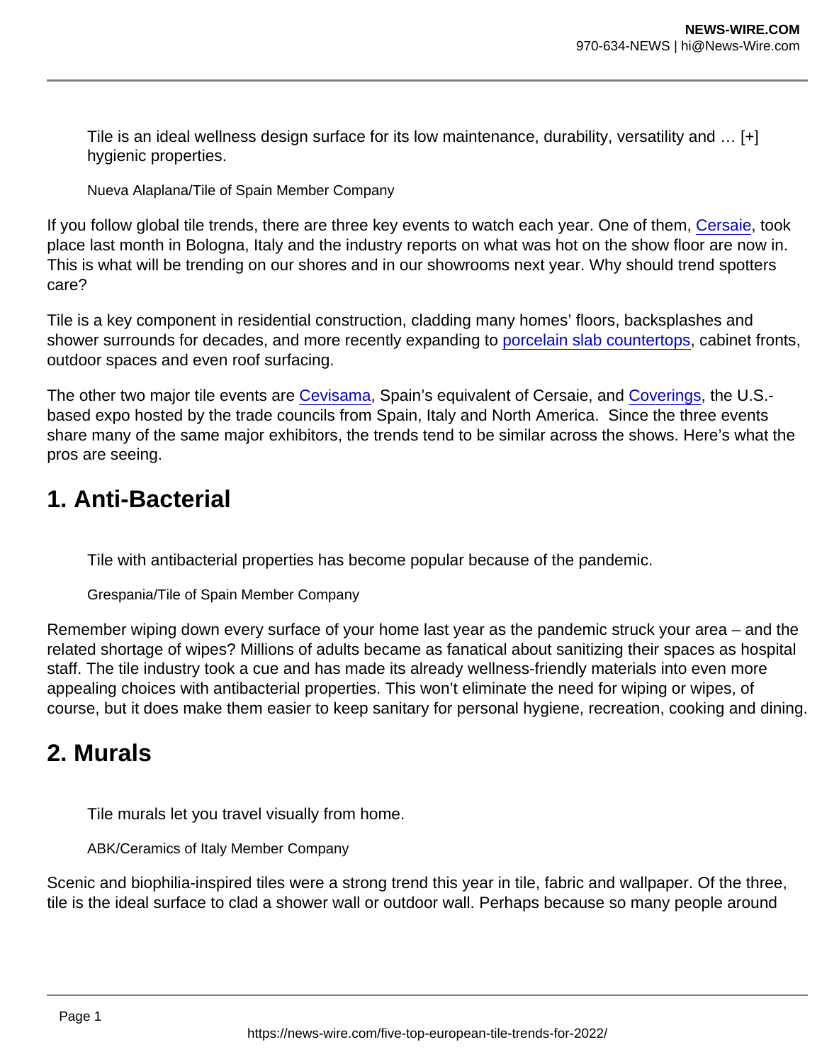Tile is an ideal wellness design surface for its low maintenance, durability, versatility and … [+] hygienic properties.

Nueva Alaplana/Tile of Spain Member Company

If you follow global tile trends, there are three key events to watch each year. One of them, [Cersaie](), took place last month in Bologna, Italy and the industry reports on what was hot on the show floor are now in. This is what will be trending on our shores and in our showrooms next year. Why should trend spotters care?

Tile is a key component in residential construction, cladding many homes' floors, backsplashes and shower surrounds for decades, and more recently expanding to [porcelain slab countertops](), cabinet fronts, outdoor spaces and even roof surfacing.

The other two major tile events are [Cevisama](), Spain's equivalent of Cersaie, and [Coverings](), the U.S.-based expo hosted by the trade councils from Spain, Italy and North America. Since the three events share many of the same major exhibitors, the trends tend to be similar across the shows. Here's what the pros are seeing.

## 1. Anti-Bacterial

Tile with antibacterial properties has become popular because of the pandemic.

Grespania/Tile of Spain Member Company

Remember wiping down every surface of your home last year as the pandemic struck your area – and the related shortage of wipes? Millions of adults became as fanatical about sanitizing their spaces as hospital staff. The tile industry took a cue and has made its already wellness-friendly materials into even more appealing choices with antibacterial properties. This won't eliminate the need for wiping or wipes, of course, but it does make them easier to keep sanitary for personal hygiene, recreation, cooking and dining.

## 2. Murals

Tile murals let you travel visually from home.

ABK/Ceramics of Italy Member Company

Scenic and biophilia-inspired tiles were a strong trend this year in tile, fabric and wallpaper. Of the three, tile is the ideal surface to clad a shower wall or outdoor wall. Perhaps because so many people around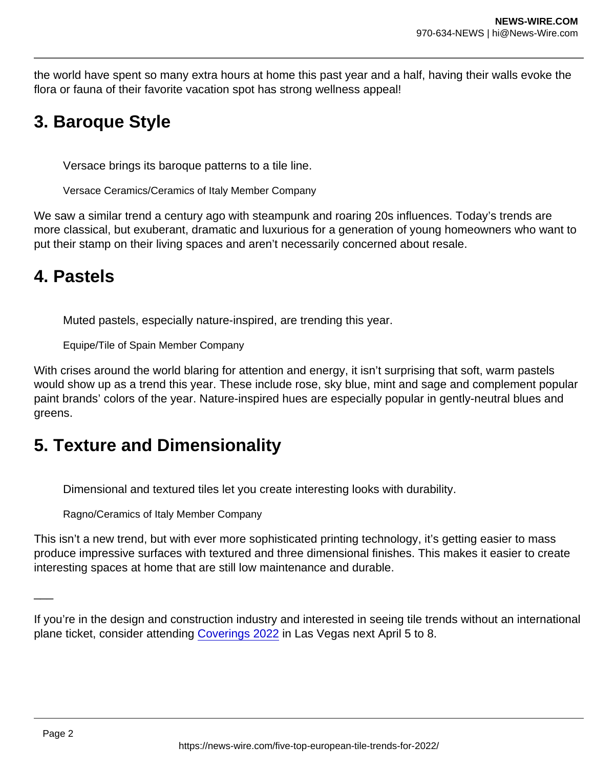the world have spent so many extra hours at home this past year and a half, having their walls evoke the flora or fauna of their favorite vacation spot has strong wellness appeal!

## 3. Baroque Style

Versace brings its baroque patterns to a tile line.

Versace Ceramics/Ceramics of Italy Member Company

We saw a similar trend a century ago with steampunk and roaring 20s influences. Today's trends are more classical, but exuberant, dramatic and luxurious for a generation of young homeowners who want to put their stamp on their living spaces and aren't necessarily concerned about resale.

## 4. Pastels

Muted pastels, especially nature-inspired, are trending this year.

Equipe/Tile of Spain Member Company

With crises around the world blaring for attention and energy, it isn't surprising that soft, warm pastels would show up as a trend this year. These include rose, sky blue, mint and sage and complement popular paint brands' colors of the year. Nature-inspired hues are especially popular in gently-neutral blues and greens.

## 5. Texture and Dimensionality

Dimensional and textured tiles let you create interesting looks with durability.

Ragno/Ceramics of Italy Member Company

This isn't a new trend, but with ever more sophisticated printing technology, it's getting easier to mass produce impressive surfaces with textured and three dimensional finishes. This makes it easier to create interesting spaces at home that are still low maintenance and durable.

—

If you're in the design and construction industry and interested in seeing tile trends without an international plane ticket, consider attending Coverings 2022 in Las Vegas next April 5 to 8.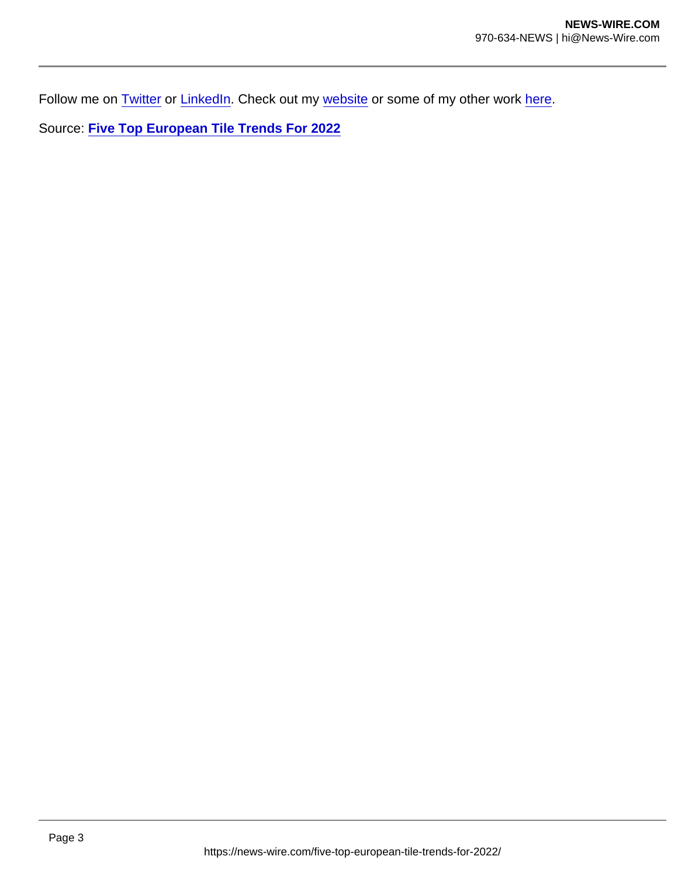Follow me on Twitter or LinkedIn. Check out my website or some of my other work here.

Source: **Five Top European Tile Trends For 2022**